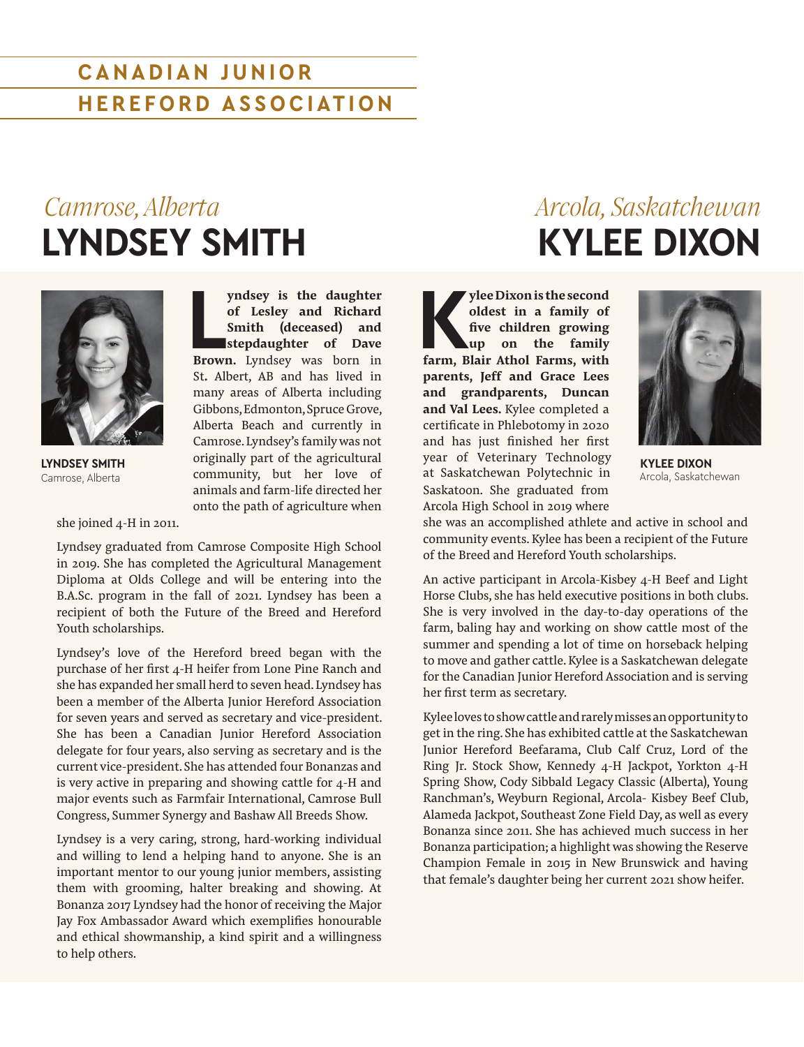# CANADIAN JUNIOR HEREFORD ASSOCIATION

*Camrose, Alberta*

## LYNDSEY SMITH

**LYNDSEY SMITH**
Camrose, Alberta

**Lyndsey is the daughter of Lesley and Richard Smith (deceased) and stepdaughter of Dave Brown.** Lyndsey was born in St. Albert, AB and has lived in many areas of Alberta including Gibbons, Edmonton, Spruce Grove, Alberta Beach and currently in Camrose. Lyndsey's family was not originally part of the agricultural community, but her love of animals and farm-life directed her onto the path of agriculture when she joined 4-H in 2011.

Lyndsey graduated from Camrose Composite High School in 2019. She has completed the Agricultural Management Diploma at Olds College and will be entering into the B.A.Sc. program in the fall of 2021. Lyndsey has been a recipient of both the Future of the Breed and Hereford Youth scholarships.

Lyndsey's love of the Hereford breed began with the purchase of her first 4-H heifer from Lone Pine Ranch and she has expanded her small herd to seven head. Lyndsey has been a member of the Alberta Junior Hereford Association for seven years and served as secretary and vice-president. She has been a Canadian Junior Hereford Association delegate for four years, also serving as secretary and is the current vice-president. She has attended four Bonanzas and is very active in preparing and showing cattle for 4-H and major events such as Farmfair International, Camrose Bull Congress, Summer Synergy and Bashaw All Breeds Show.

Lyndsey is a very caring, strong, hard-working individual and willing to lend a helping hand to anyone. She is an important mentor to our young junior members, assisting them with grooming, halter breaking and showing. At Bonanza 2017 Lyndsey had the honor of receiving the Major Jay Fox Ambassador Award which exemplifies honourable and ethical showmanship, a kind spirit and a willingness to help others.

*Arcola, Saskatchewan*

## KYLEE DIXON

**KYLEE DIXON**
Arcola, Saskatchewan

**Kylee Dixon is the second oldest in a family of five children growing up on the family farm, Blair Athol Farms, with parents, Jeff and Grace Lees and grandparents, Duncan and Val Lees.** Kylee completed a certificate in Phlebotomy in 2020 and has just finished her first year of Veterinary Technology at Saskatchewan Polytechnic in Saskatoon. She graduated from Arcola High School in 2019 where she was an accomplished athlete and active in school and community events. Kylee has been a recipient of the Future of the Breed and Hereford Youth scholarships.

An active participant in Arcola-Kisbey 4-H Beef and Light Horse Clubs, she has held executive positions in both clubs. She is very involved in the day-to-day operations of the farm, baling hay and working on show cattle most of the summer and spending a lot of time on horseback helping to move and gather cattle. Kylee is a Saskatchewan delegate for the Canadian Junior Hereford Association and is serving her first term as secretary.

Kylee loves to show cattle and rarely misses an opportunity to get in the ring. She has exhibited cattle at the Saskatchewan Junior Hereford Beefarama, Club Calf Cruz, Lord of the Ring Jr. Stock Show, Kennedy 4-H Jackpot, Yorkton 4-H Spring Show, Cody Sibbald Legacy Classic (Alberta), Young Ranchman's, Weyburn Regional, Arcola- Kisbey Beef Club, Alameda Jackpot, Southeast Zone Field Day, as well as every Bonanza since 2011. She has achieved much success in her Bonanza participation; a highlight was showing the Reserve Champion Female in 2015 in New Brunswick and having that female's daughter being her current 2021 show heifer.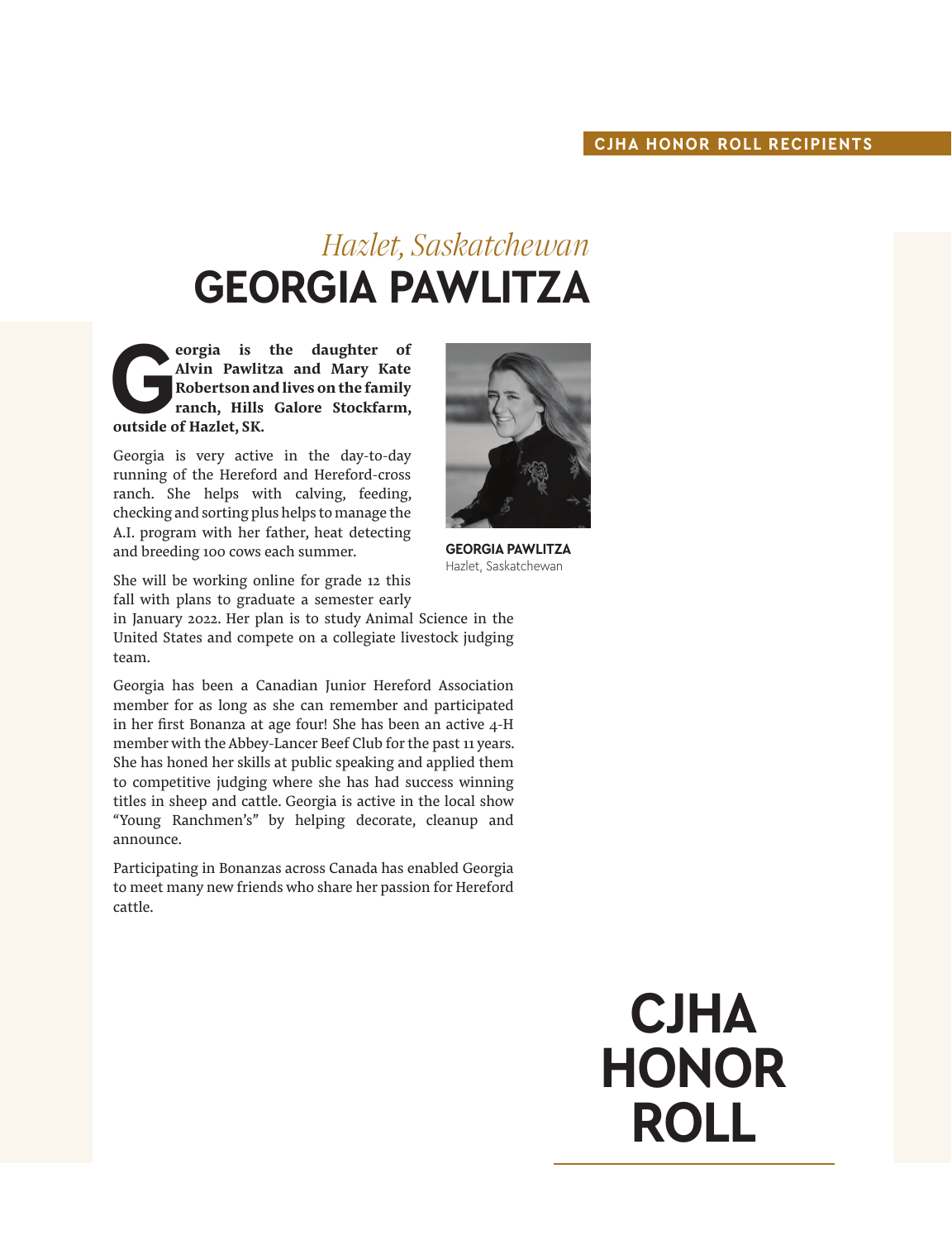*Hazlet, Saskatchewan*

# GEORGIA PAWLITZA

**Georgia is the daughter of Alvin Pawlitza and Mary Kate Robertson and lives on the family ranch, Hills Galore Stockfarm, outside of Hazlet, SK.**

Georgia is very active in the day-to-day running of the Hereford and Hereford-cross ranch. She helps with calving, feeding, checking and sorting plus helps to manage the A.I. program with her father, heat detecting and breeding 100 cows each summer.

**GEORGIA PAWLITZA**
Hazlet, Saskatchewan

She will be working online for grade 12 this fall with plans to graduate a semester early in January 2022. Her plan is to study Animal Science in the United States and compete on a collegiate livestock judging team.

Georgia has been a Canadian Junior Hereford Association member for as long as she can remember and participated in her first Bonanza at age four! She has been an active 4-H member with the Abbey-Lancer Beef Club for the past 11 years. She has honed her skills at public speaking and applied them to competitive judging where she has had success winning titles in sheep and cattle. Georgia is active in the local show "Young Ranchmen's" by helping decorate, cleanup and announce.

Participating in Bonanzas across Canada has enabled Georgia to meet many new friends who share her passion for Hereford cattle.

**CJHA HONOR ROLL**